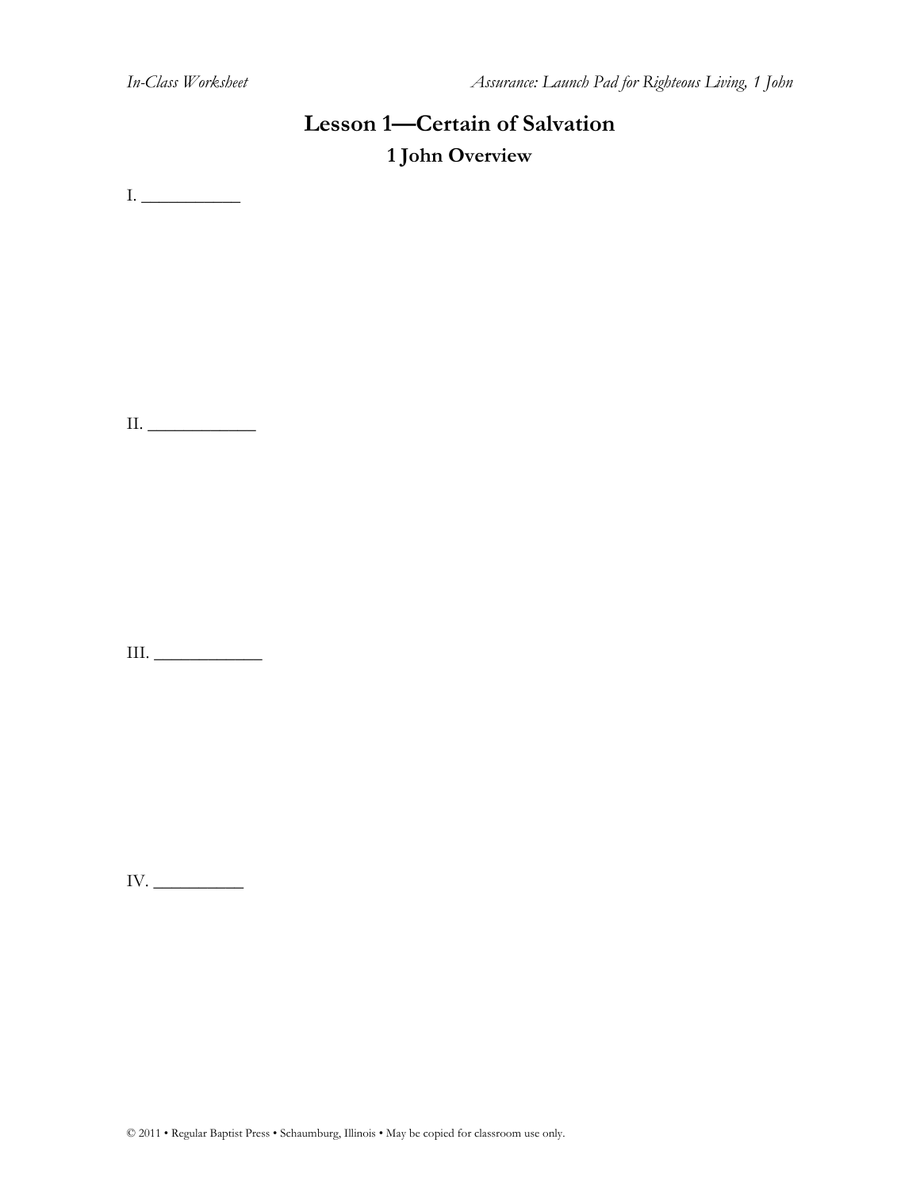# Lesson 1—Certain of Salvation

## 1 John Overview

I. ___________

II. ____________

III. ____________

IV. __________

© 2011 • Regular Baptist Press • Schaumburg, Illinois • May be copied for classroom use only.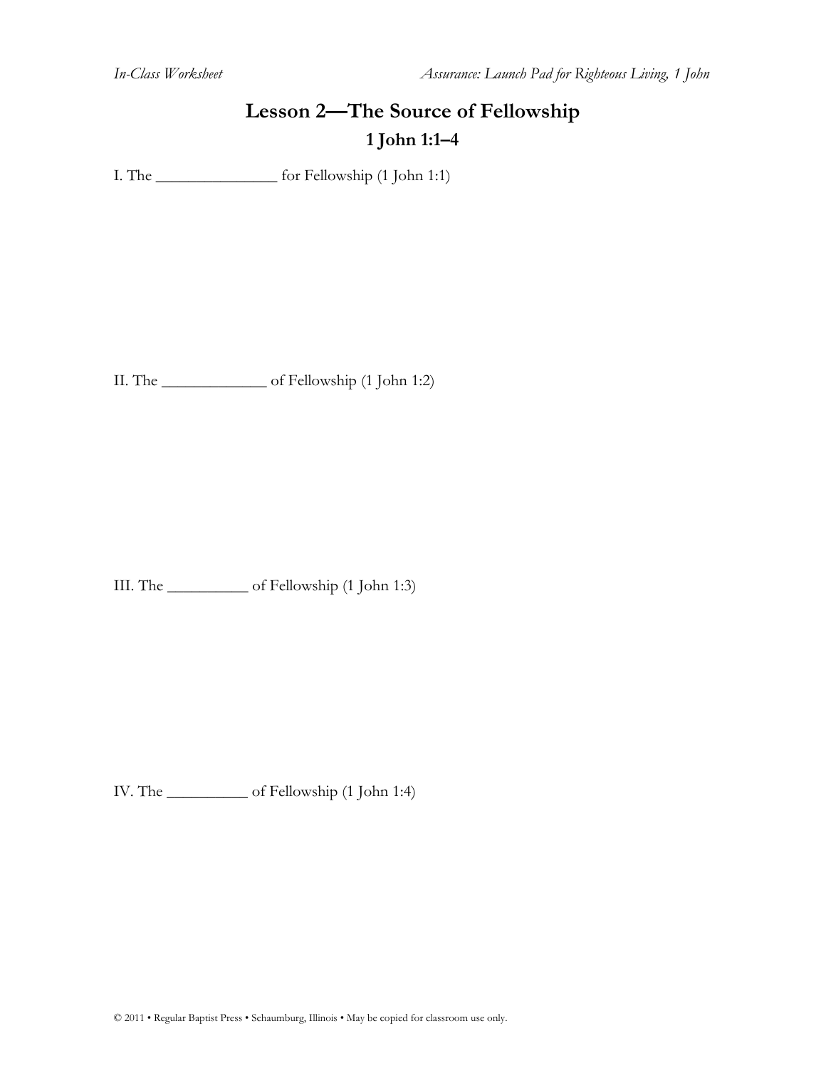# Lesson 2—The Source of Fellowship

## 1 John 1:1–4

I. The _______________ for Fellowship (1 John 1:1)

II. The _____________ of Fellowship (1 John 1:2)

III. The __________ of Fellowship (1 John 1:3)

IV. The __________ of Fellowship (1 John 1:4)

© 2011 • Regular Baptist Press • Schaumburg, Illinois • May be copied for classroom use only.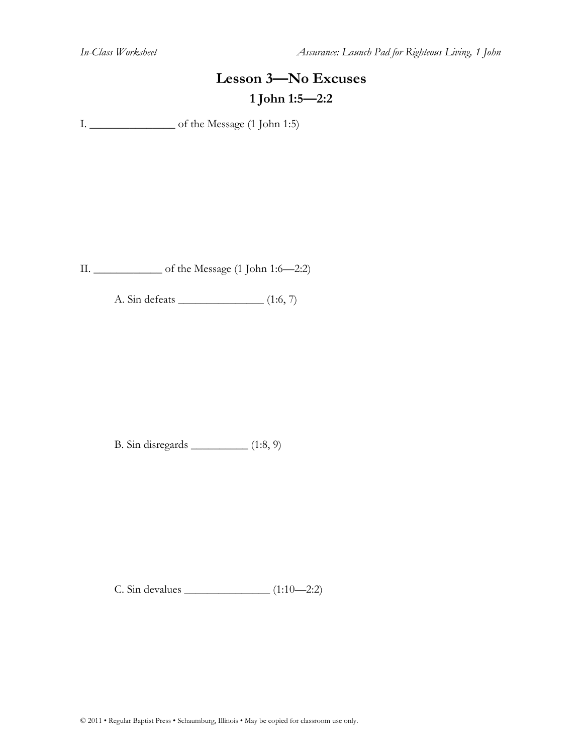# Lesson 3—No Excuses

## 1 John 1:5—2:2

I. _______________ of the Message (1 John 1:5)

II. ____________ of the Message (1 John 1:6—2:2)

A. Sin defeats _______________ (1:6, 7)

B. Sin disregards __________ (1:8, 9)

C. Sin devalues _______________ (1:10—2:2)

© 2011 • Regular Baptist Press • Schaumburg, Illinois • May be copied for classroom use only.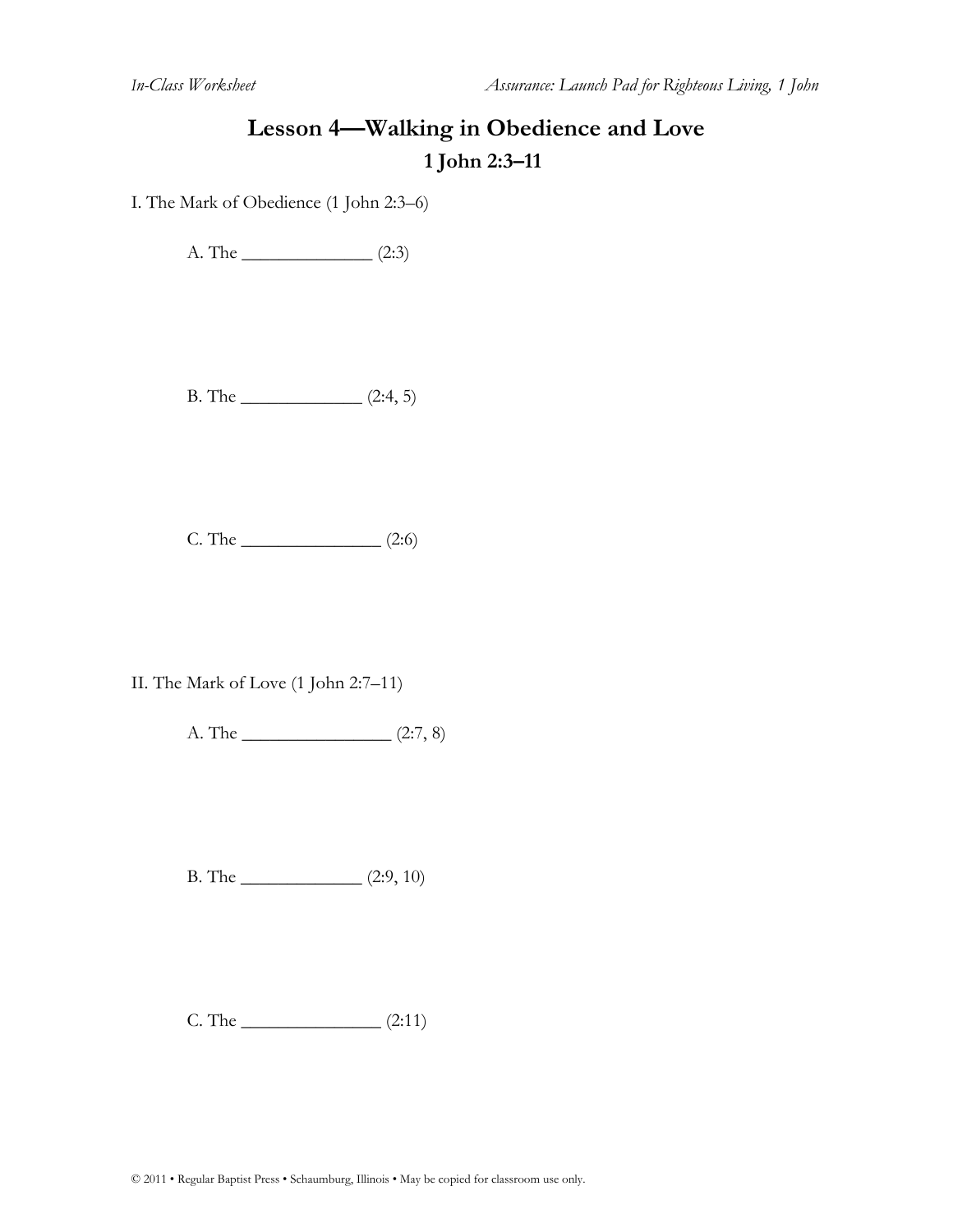# Lesson 4—Walking in Obedience and Love

## 1 John 2:3–11

I. The Mark of Obedience (1 John 2:3–6)

A. The ______________ (2:3)

B. The _____________ (2:4, 5)

C. The _______________ (2:6)

II. The Mark of Love (1 John 2:7–11)

A. The ________________ (2:7, 8)

B. The _____________ (2:9, 10)

C. The _______________ (2:11)

© 2011 • Regular Baptist Press • Schaumburg, Illinois • May be copied for classroom use only.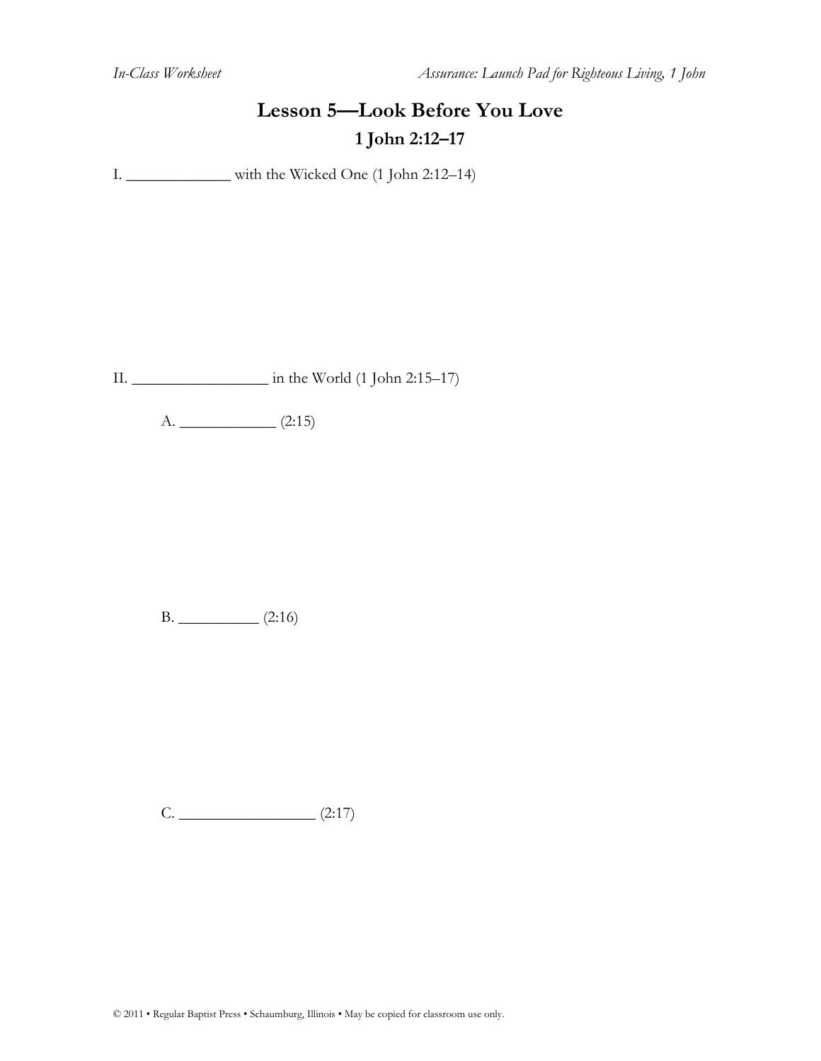# Lesson 5—Look Before You Love

## 1 John 2:12–17

I. _____________ with the Wicked One (1 John 2:12–14)

II. _________________ in the World (1 John 2:15–17)

A. ____________ (2:15)

B. __________ (2:16)

C. _________________ (2:17)

© 2011 • Regular Baptist Press • Schaumburg, Illinois • May be copied for classroom use only.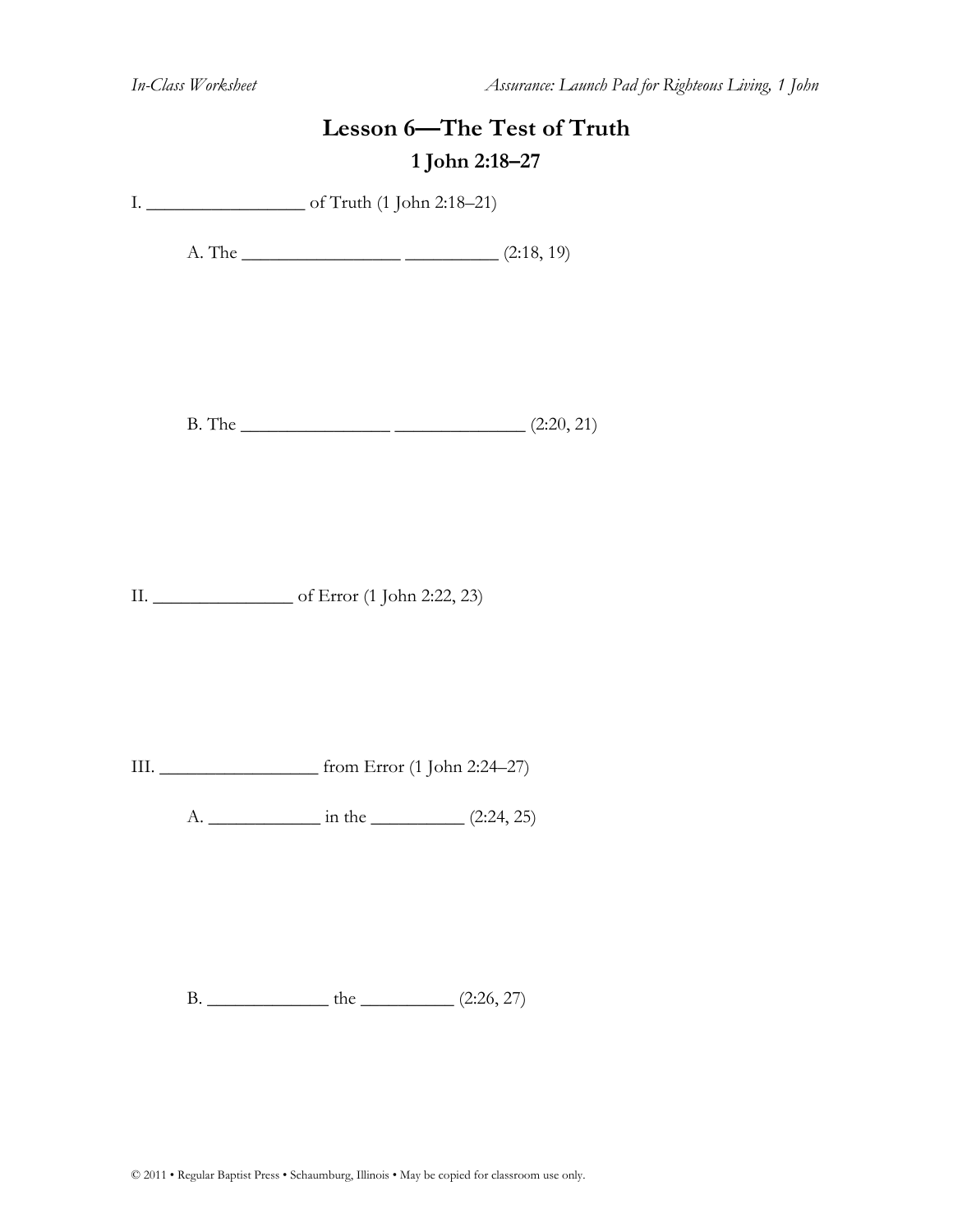# Lesson 6—The Test of Truth

## 1 John 2:18–27

I. _________________ of Truth (1 John 2:18–21)

A. The _________________ __________ (2:18, 19)

B. The ________________ ______________ (2:20, 21)

II. _______________ of Error (1 John 2:22, 23)

III. _________________ from Error (1 John 2:24–27)

A. ____________ in the __________ (2:24, 25)

B. _____________ the __________ (2:26, 27)

© 2011 • Regular Baptist Press • Schaumburg, Illinois • May be copied for classroom use only.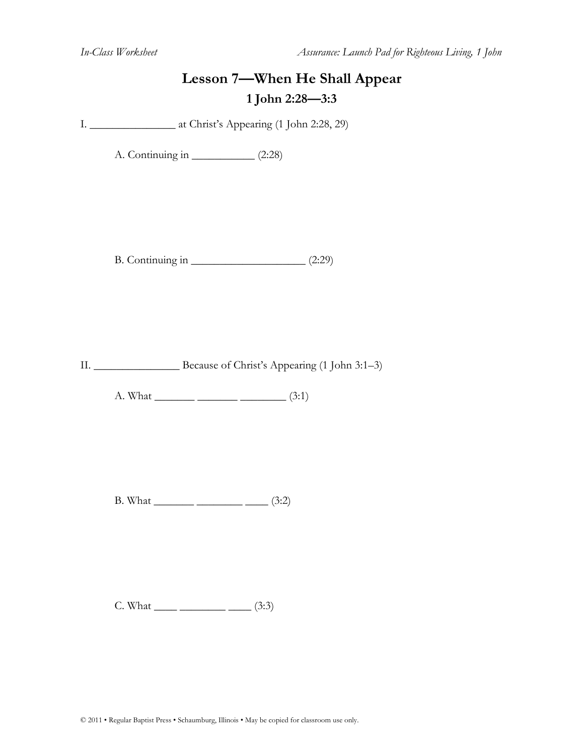# Lesson 7—When He Shall Appear

## 1 John 2:28—3:3

I. _______________ at Christ's Appearing (1 John 2:28, 29)

A. Continuing in ___________ (2:28)

B. Continuing in ____________________ (2:29)

II. _______________ Because of Christ's Appearing (1 John 3:1–3)

A. What _______ _______ ________ (3:1)

B. What _______ ________ ____ (3:2)

C. What ____ ________ ____ (3:3)

© 2011 • Regular Baptist Press • Schaumburg, Illinois • May be copied for classroom use only.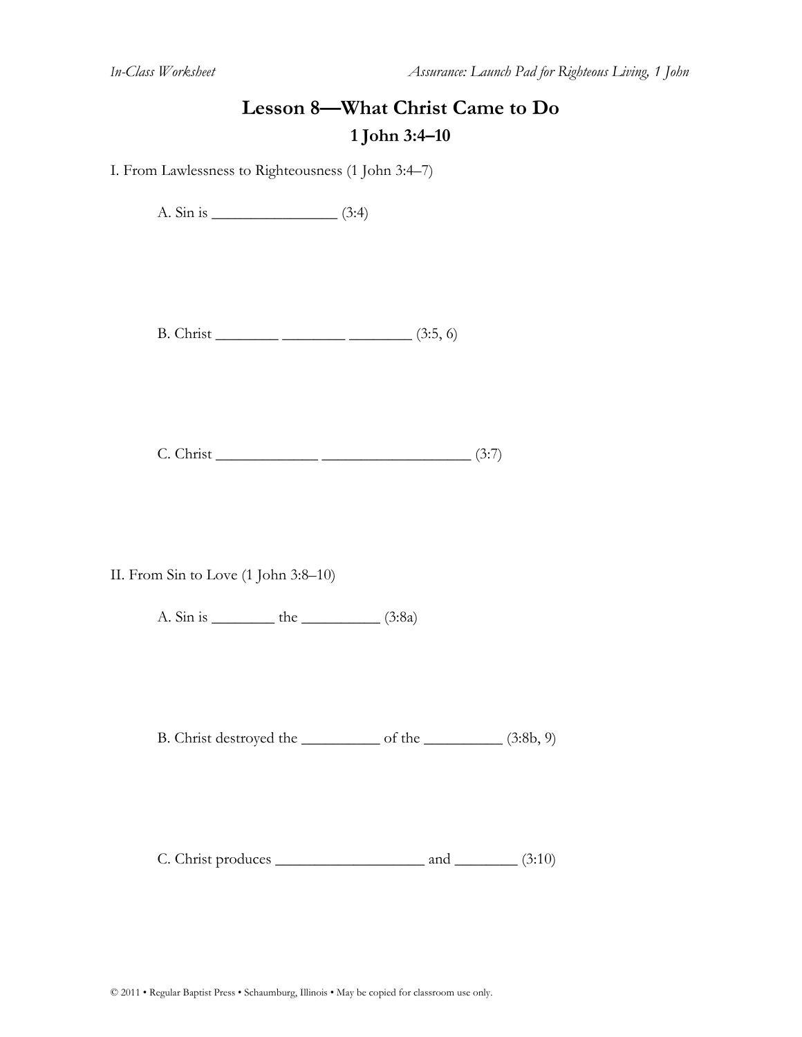# Lesson 8—What Christ Came to Do

## 1 John 3:4–10

I. From Lawlessness to Righteousness (1 John 3:4–7)

A. Sin is ________________ (3:4)

B. Christ ________ ________ ________ (3:5, 6)

C. Christ _____________ ___________________ (3:7)

II. From Sin to Love (1 John 3:8–10)

A. Sin is ________ the __________ (3:8a)

B. Christ destroyed the __________ of the __________ (3:8b, 9)

C. Christ produces ___________________ and ________ (3:10)

© 2011 • Regular Baptist Press • Schaumburg, Illinois • May be copied for classroom use only.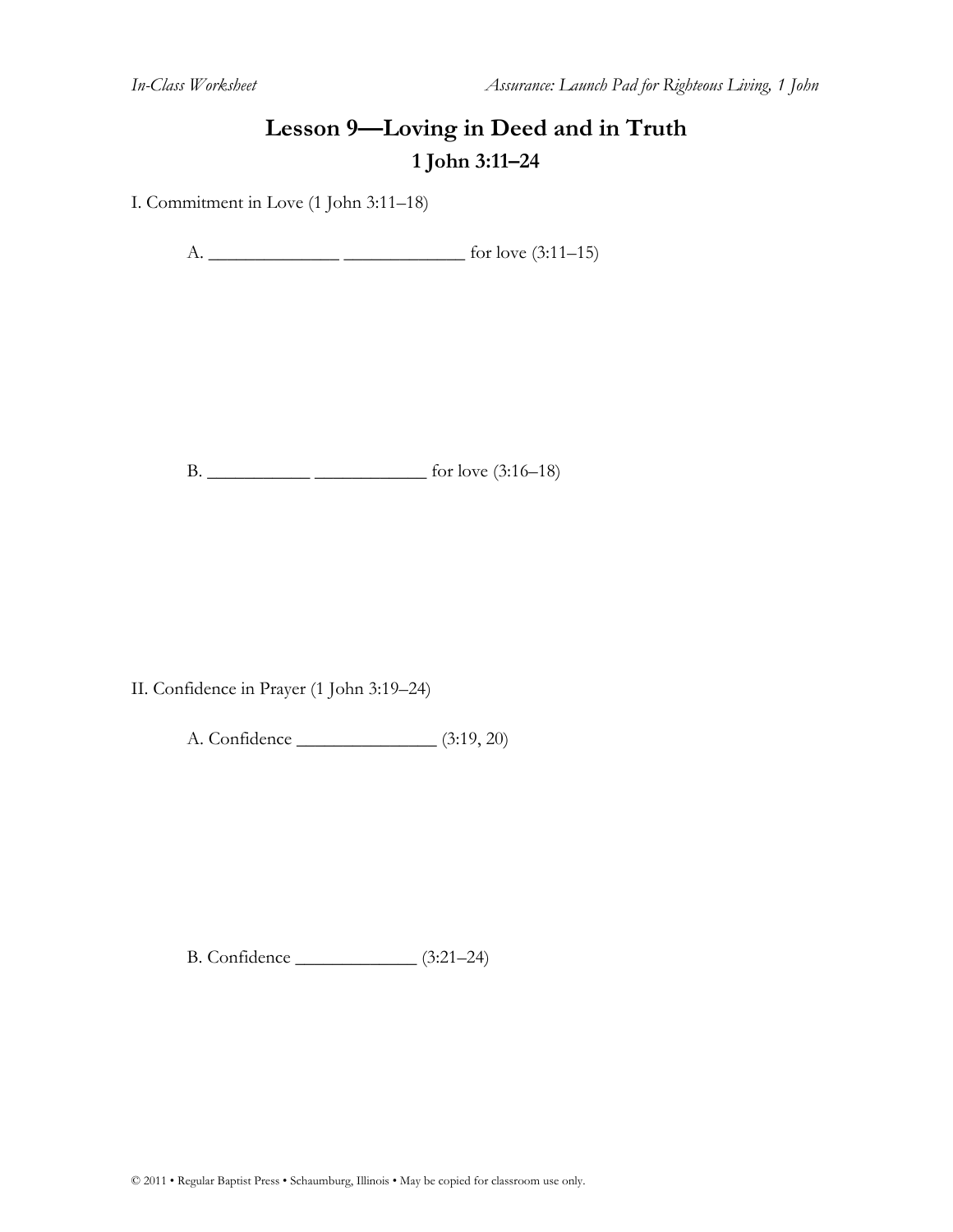# Lesson 9—Loving in Deed and in Truth

## 1 John 3:11–24

I. Commitment in Love (1 John 3:11–18)

A. ______________ _____________ for love (3:11–15)

B. ___________ ____________ for love (3:16–18)

II. Confidence in Prayer (1 John 3:19–24)

A. Confidence _______________ (3:19, 20)

B. Confidence _____________ (3:21–24)

© 2011 • Regular Baptist Press • Schaumburg, Illinois • May be copied for classroom use only.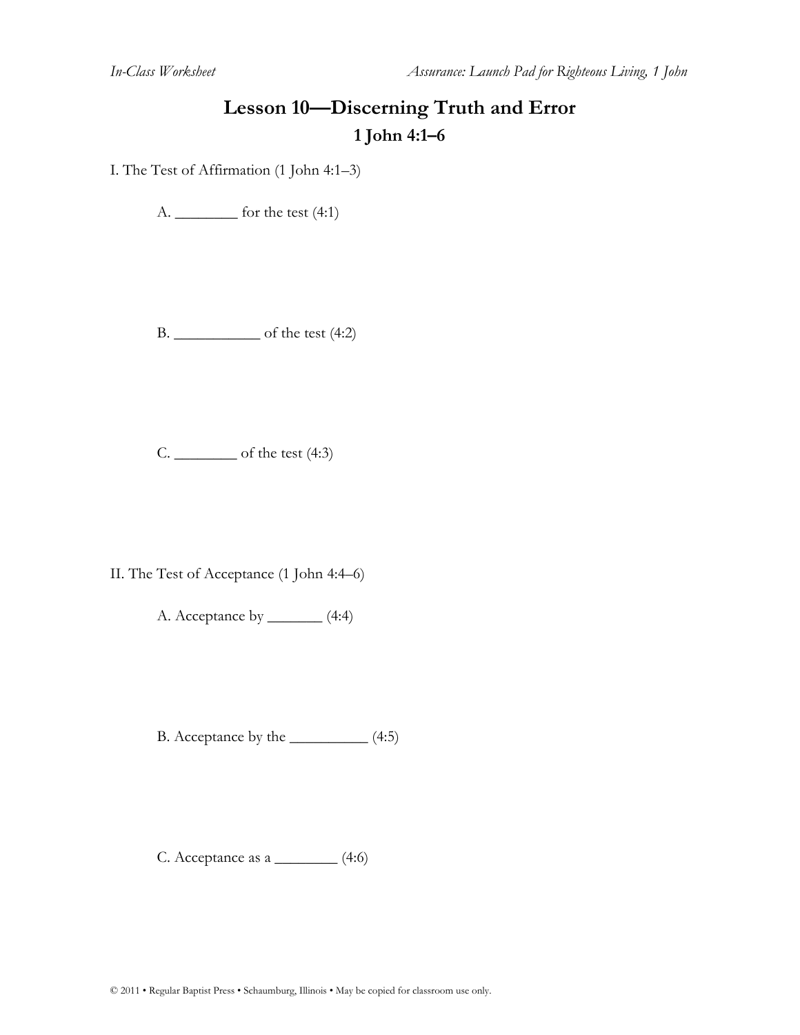# Lesson 10—Discerning Truth and Error

## 1 John 4:1–6

I. The Test of Affirmation (1 John 4:1–3)

A. ________ for the test (4:1)

B. ___________ of the test (4:2)

C. ________ of the test (4:3)

II. The Test of Acceptance (1 John 4:4–6)

A. Acceptance by _______ (4:4)

B. Acceptance by the __________ (4:5)

C. Acceptance as a ________ (4:6)

© 2011 • Regular Baptist Press • Schaumburg, Illinois • May be copied for classroom use only.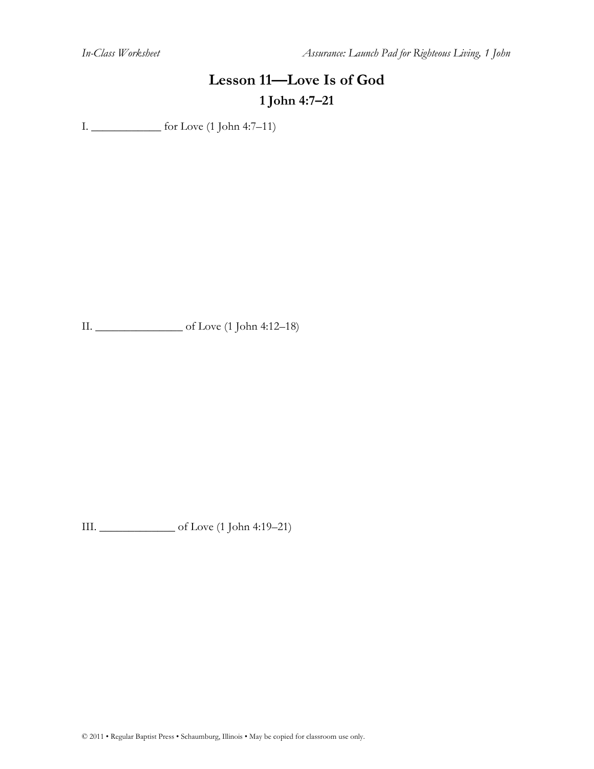# Lesson 11—Love Is of God

## 1 John 4:7–21

I. ____________ for Love (1 John 4:7–11)

II. _______________ of Love (1 John 4:12–18)

III. _____________ of Love (1 John 4:19–21)

© 2011 • Regular Baptist Press • Schaumburg, Illinois • May be copied for classroom use only.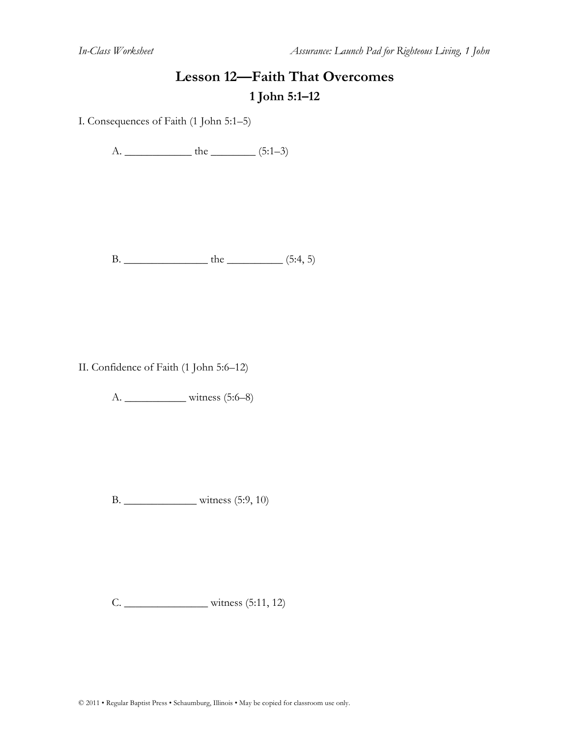# Lesson 12—Faith That Overcomes

## 1 John 5:1–12

I. Consequences of Faith (1 John 5:1–5)

A. ____________ the ________ (5:1–3)

B. _______________ the __________ (5:4, 5)

II. Confidence of Faith (1 John 5:6–12)

A. ___________ witness (5:6–8)

B. _____________ witness (5:9, 10)

C. _______________ witness (5:11, 12)

© 2011 • Regular Baptist Press • Schaumburg, Illinois • May be copied for classroom use only.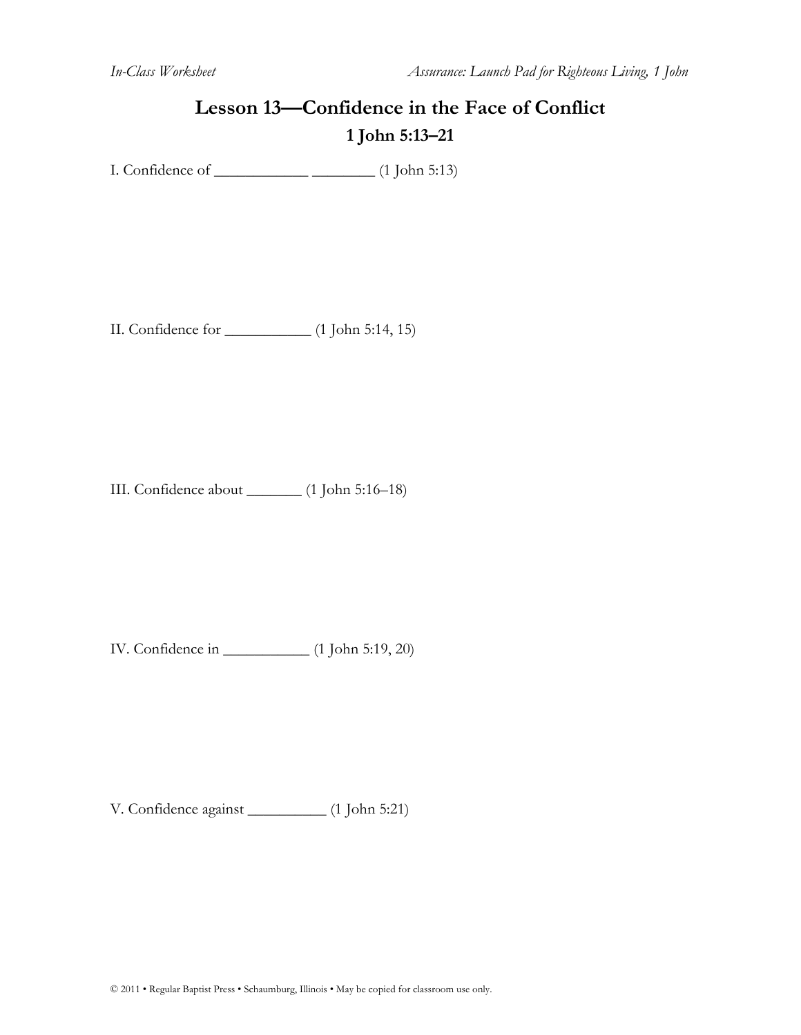# Lesson 13—Confidence in the Face of Conflict

## 1 John 5:13–21

I. Confidence of ____________ ________ (1 John 5:13)

II. Confidence for ___________ (1 John 5:14, 15)

III. Confidence about _______ (1 John 5:16–18)

IV. Confidence in ___________ (1 John 5:19, 20)

V. Confidence against __________ (1 John 5:21)

© 2011 • Regular Baptist Press • Schaumburg, Illinois • May be copied for classroom use only.